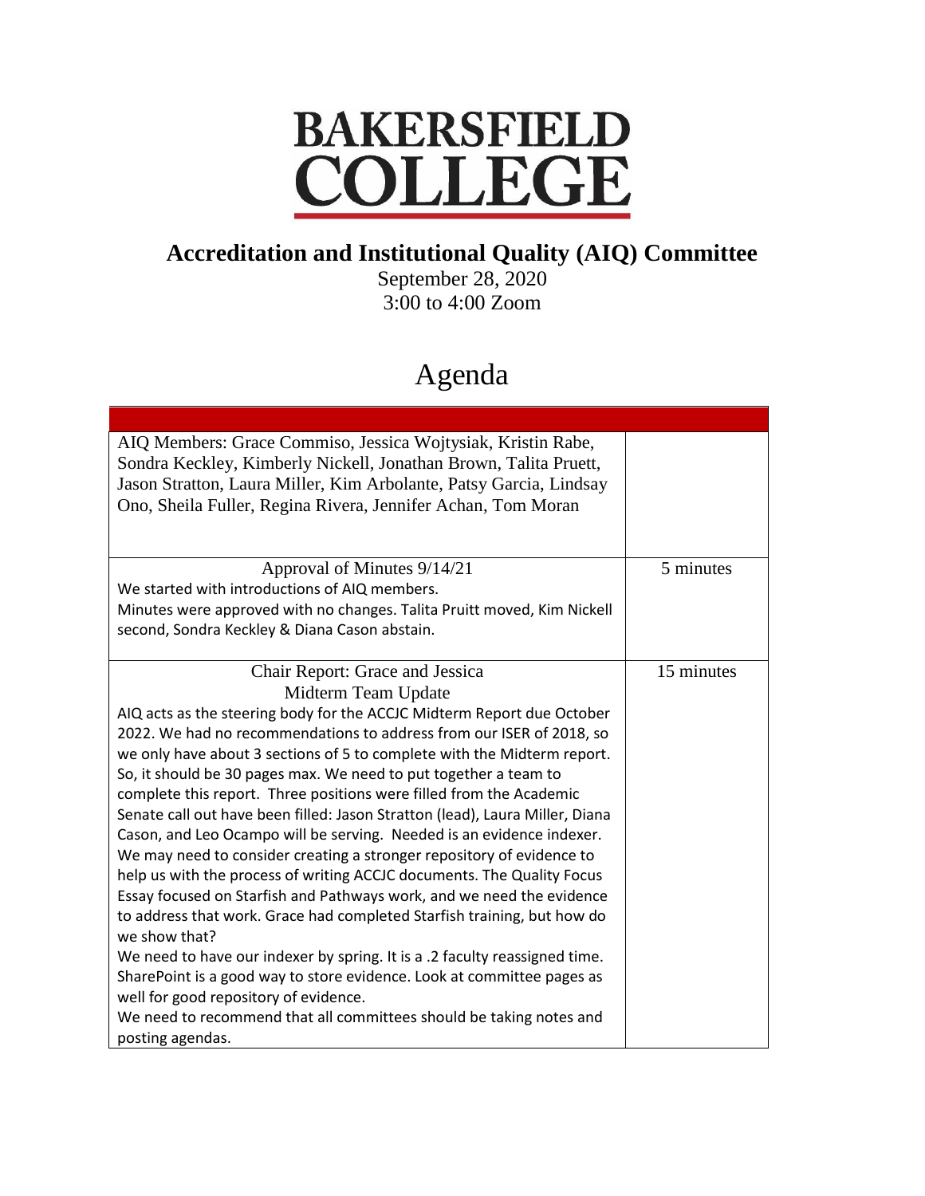# BAKERSFIELD COLLEGE

## Accreditation and Institutional Quality (AIQ) Committee

September 28, 2020
3:00 to 4:00 Zoom

# Agenda

| | |
|---|---|
| AIQ Members: Grace Commiso, Jessica Wojtysiak, Kristin Rabe, Sondra Keckley, Kimberly Nickell, Jonathan Brown, Talita Pruett, Jason Stratton, Laura Miller, Kim Arbolante, Patsy Garcia, Lindsay Ono, Sheila Fuller, Regina Rivera, Jennifer Achan, Tom Moran | |
| Approval of Minutes 9/14/21<br>We started with introductions of AIQ members.<br>Minutes were approved with no changes. Talita Pruett moved, Kim Nickell second, Sondra Keckley & Diana Cason abstain. | 5 minutes |
| Chair Report: Grace and Jessica<br>Midterm Team Update<br>AIQ acts as the steering body for the ACCJC Midterm Report due October 2022. We had no recommendations to address from our ISER of 2018, so we only have about 3 sections of 5 to complete with the Midterm report. So, it should be 30 pages max. We need to put together a team to complete this report. Three positions were filled from the Academic Senate call out have been filled: Jason Stratton (lead), Laura Miller, Diana Cason, and Leo Ocampo will be serving. Needed is an evidence indexer. We may need to consider creating a stronger repository of evidence to help us with the process of writing ACCJC documents. The Quality Focus Essay focused on Starfish and Pathways work, and we need the evidence to address that work. Grace had completed Starfish training, but how do we show that?<br>We need to have our indexer by spring. It is a .2 faculty reassigned time. SharePoint is a good way to store evidence. Look at committee pages as well for good repository of evidence.<br>We need to recommend that all committees should be taking notes and posting agendas. | 15 minutes |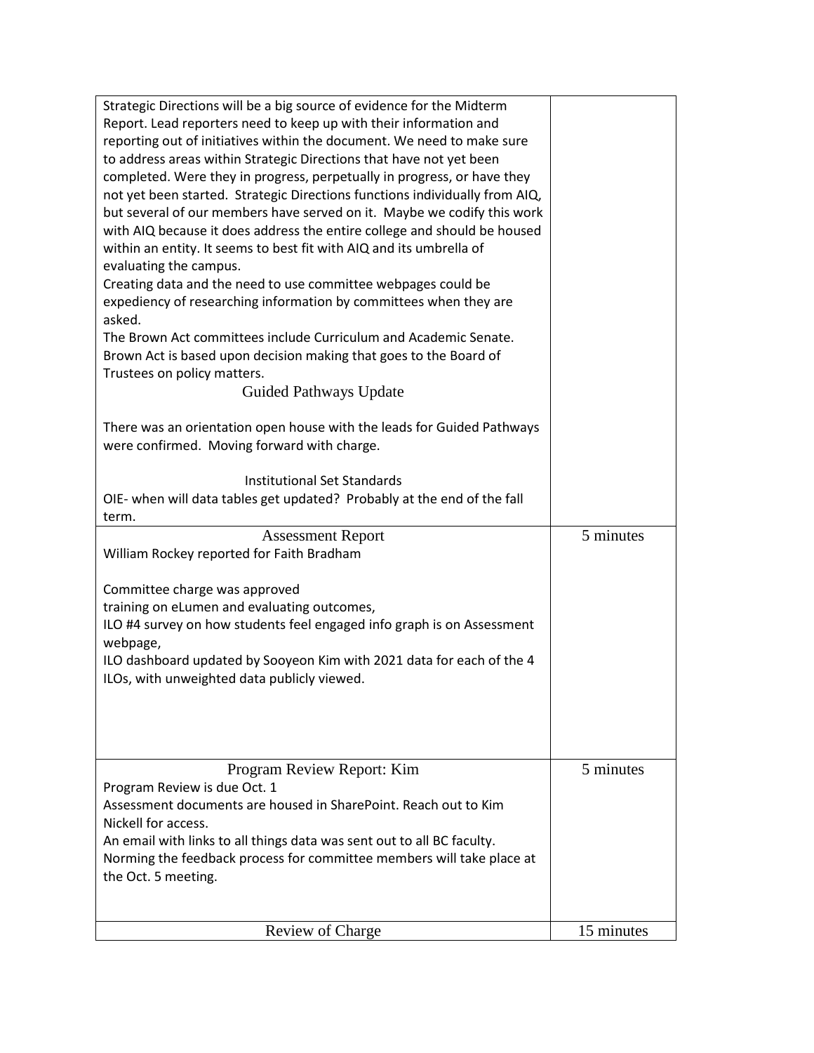| | |
|---|---|
| Strategic Directions will be a big source of evidence for the Midterm Report. Lead reporters need to keep up with their information and reporting out of initiatives within the document. We need to make sure to address areas within Strategic Directions that have not yet been completed. Were they in progress, perpetually in progress, or have they not yet been started. Strategic Directions functions individually from AIQ, but several of our members have served on it. Maybe we codify this work with AIQ because it does address the entire college and should be housed within an entity. It seems to best fit with AIQ and its umbrella of evaluating the campus.<br>Creating data and the need to use committee webpages could be expediency of researching information by committees when they are asked.<br>The Brown Act committees include Curriculum and Academic Senate. Brown Act is based upon decision making that goes to the Board of Trustees on policy matters.<br>**Guided Pathways Update**<br><br>There was an orientation open house with the leads for Guided Pathways were confirmed. Moving forward with charge.<br><br>**Institutional Set Standards**<br>OIE- when will data tables get updated? Probably at the end of the fall term. | |
| **Assessment Report**<br>William Rockey reported for Faith Bradham<br><br>Committee charge was approved<br>training on eLumen and evaluating outcomes,<br>ILO #4 survey on how students feel engaged info graph is on Assessment webpage,<br>ILO dashboard updated by Sooyeon Kim with 2021 data for each of the 4 ILOs, with unweighted data publicly viewed. | 5 minutes |
| **Program Review Report: Kim**<br>Program Review is due Oct. 1<br>Assessment documents are housed in SharePoint. Reach out to Kim Nickell for access.<br>An email with links to all things data was sent out to all BC faculty.<br>Norming the feedback process for committee members will take place at the Oct. 5 meeting. | 5 minutes |
| **Review of Charge** | 15 minutes |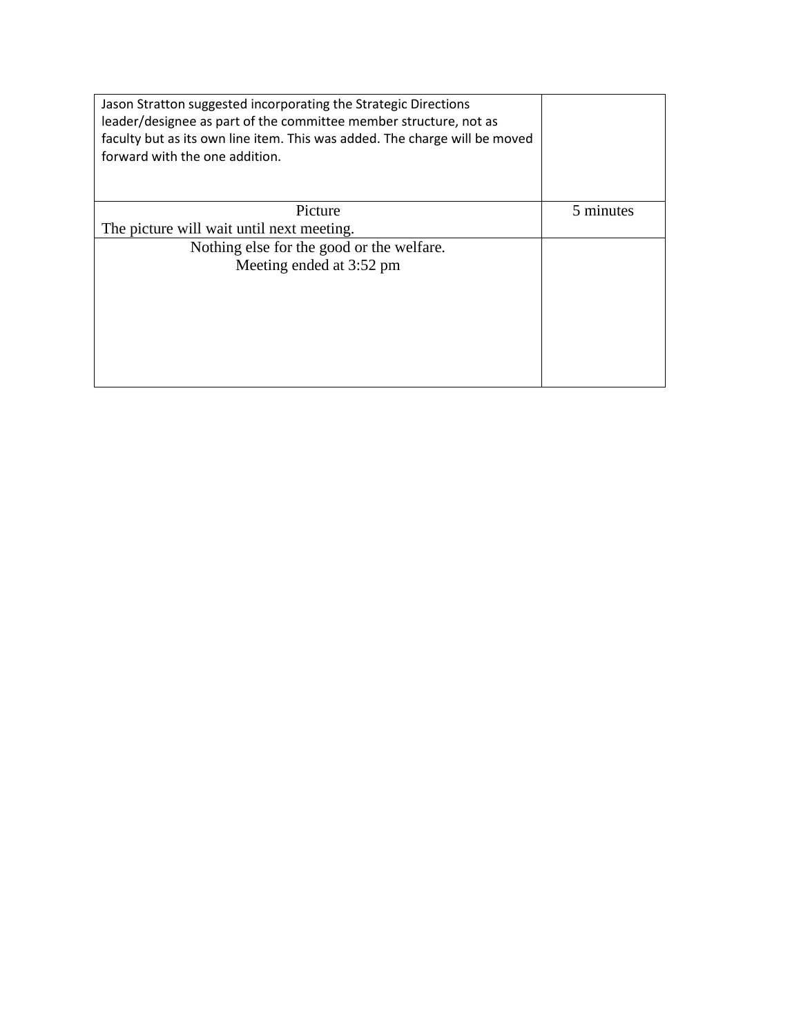| | |
|---|---|
| Jason Stratton suggested incorporating the Strategic Directions leader/designee as part of the committee member structure, not as faculty but as its own line item. This was added. The charge will be moved forward with the one addition. | |
| Picture<br>The picture will wait until next meeting. | 5 minutes |
| Nothing else for the good or the welfare.<br>Meeting ended at 3:52 pm | |